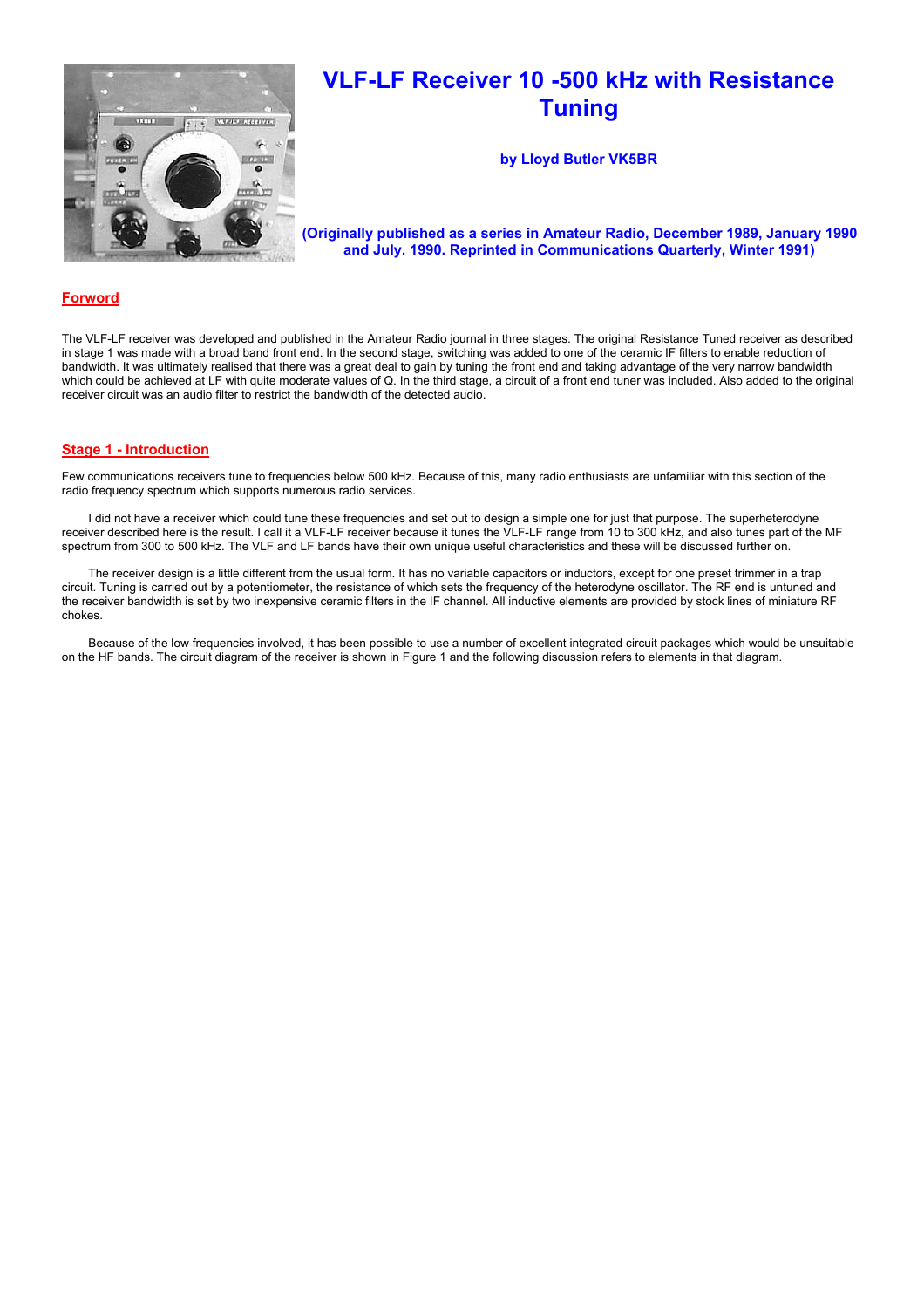# VLF-LF Receiver 10 -500 kHz with Resistance Tuning

**by Lloyd Butler VK5BR**

**(Originally published as a series in Amateur Radio, December 1989, January 1990 and July. 1990. Reprinted in Communications Quarterly, Winter 1991)**

## Forword

The VLF-LF receiver was developed and published in the Amateur Radio journal in three stages. The original Resistance Tuned receiver as described in stage 1 was made with a broad band front end. In the second stage, switching was added to one of the ceramic IF filters to enable reduction of bandwidth. It was ultimately realised that there was a great deal to gain by tuning the front end and taking advantage of the very narrow bandwidth which could be achieved at LF with quite moderate values of Q. In the third stage, a circuit of a front end tuner was included. Also added to the original receiver circuit was an audio filter to restrict the bandwidth of the detected audio.

## Stage 1 - Introduction

Few communications receivers tune to frequencies below 500 kHz. Because of this, many radio enthusiasts are unfamiliar with this section of the radio frequency spectrum which supports numerous radio services.

I did not have a receiver which could tune these frequencies and set out to design a simple one for just that purpose. The superheterodyne receiver described here is the result. I call it a VLF-LF receiver because it tunes the VLF-LF range from 10 to 300 kHz, and also tunes part of the MF spectrum from 300 to 500 kHz. The VLF and LF bands have their own unique useful characteristics and these will be discussed further on.

The receiver design is a little different from the usual form. It has no variable capacitors or inductors, except for one preset trimmer in a trap circuit. Tuning is carried out by a potentiometer, the resistance of which sets the frequency of the heterodyne oscillator. The RF end is untuned and the receiver bandwidth is set by two inexpensive ceramic filters in the IF channel. All inductive elements are provided by stock lines of miniature RF chokes.

Because of the low frequencies involved, it has been possible to use a number of excellent integrated circuit packages which would be unsuitable on the HF bands. The circuit diagram of the receiver is shown in Figure 1 and the following discussion refers to elements in that diagram.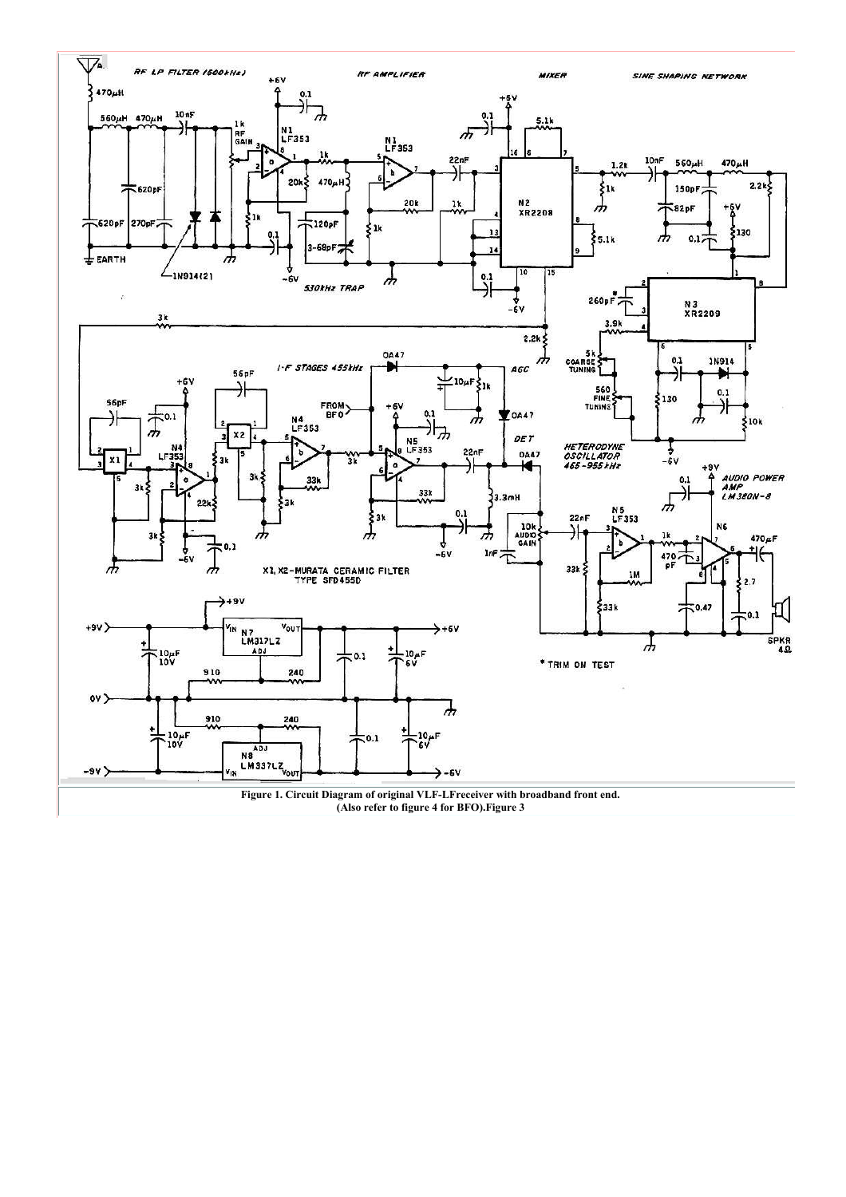**Figure 1. Circuit Diagram of original VLF-LFreceiver with broadband front end.**
**(Also refer to figure 4 for BFO).Figure 3**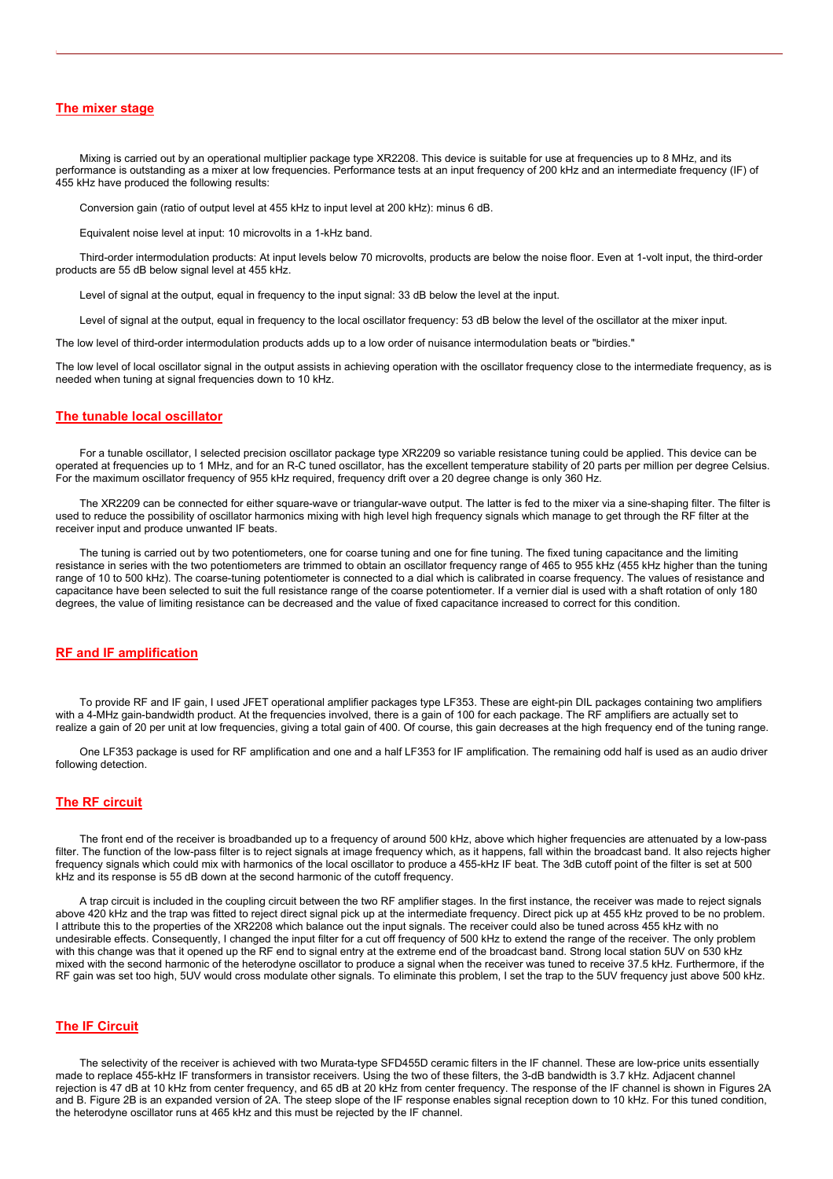## The mixer stage

Mixing is carried out by an operational multiplier package type XR2208. This device is suitable for use at frequencies up to 8 MHz, and its performance is outstanding as a mixer at low frequencies. Performance tests at an input frequency of 200 kHz and an intermediate frequency (IF) of 455 kHz have produced the following results:

Conversion gain (ratio of output level at 455 kHz to input level at 200 kHz): minus 6 dB.

Equivalent noise level at input: 10 microvolts in a 1-kHz band.

Third-order intermodulation products: At input levels below 70 microvolts, products are below the noise floor. Even at 1-volt input, the third-order products are 55 dB below signal level at 455 kHz.

Level of signal at the output, equal in frequency to the input signal: 33 dB below the level at the input.

Level of signal at the output, equal in frequency to the local oscillator frequency: 53 dB below the level of the oscillator at the mixer input.

The low level of third-order intermodulation products adds up to a low order of nuisance intermodulation beats or "birdies."

The low level of local oscillator signal in the output assists in achieving operation with the oscillator frequency close to the intermediate frequency, as is needed when tuning at signal frequencies down to 10 kHz.

## The tunable local oscillator

For a tunable oscillator, I selected precision oscillator package type XR2209 so variable resistance tuning could be applied. This device can be operated at frequencies up to 1 MHz, and for an R-C tuned oscillator, has the excellent temperature stability of 20 parts per million per degree Celsius. For the maximum oscillator frequency of 955 kHz required, frequency drift over a 20 degree change is only 360 Hz.

The XR2209 can be connected for either square-wave or triangular-wave output. The latter is fed to the mixer via a sine-shaping filter. The filter is used to reduce the possibility of oscillator harmonics mixing with high level high frequency signals which manage to get through the RF filter at the receiver input and produce unwanted IF beats.

The tuning is carried out by two potentiometers, one for coarse tuning and one for fine tuning. The fixed tuning capacitance and the limiting resistance in series with the two potentiometers are trimmed to obtain an oscillator frequency range of 465 to 955 kHz (455 kHz higher than the tuning range of 10 to 500 kHz). The coarse-tuning potentiometer is connected to a dial which is calibrated in coarse frequency. The values of resistance and capacitance have been selected to suit the full resistance range of the coarse potentiometer. If a vernier dial is used with a shaft rotation of only 180 degrees, the value of limiting resistance can be decreased and the value of fixed capacitance increased to correct for this condition.

## RF and IF amplification

To provide RF and IF gain, I used JFET operational amplifier packages type LF353. These are eight-pin DIL packages containing two amplifiers with a 4-MHz gain-bandwidth product. At the frequencies involved, there is a gain of 100 for each package. The RF amplifiers are actually set to realize a gain of 20 per unit at low frequencies, giving a total gain of 400. Of course, this gain decreases at the high frequency end of the tuning range.

One LF353 package is used for RF amplification and one and a half LF353 for IF amplification. The remaining odd half is used as an audio driver following detection.

## The RF circuit

The front end of the receiver is broadbanded up to a frequency of around 500 kHz, above which higher frequencies are attenuated by a low-pass filter. The function of the low-pass filter is to reject signals at image frequency which, as it happens, fall within the broadcast band. It also rejects higher frequency signals which could mix with harmonics of the local oscillator to produce a 455-kHz IF beat. The 3dB cutoff point of the filter is set at 500 kHz and its response is 55 dB down at the second harmonic of the cutoff frequency.

A trap circuit is included in the coupling circuit between the two RF amplifier stages. In the first instance, the receiver was made to reject signals above 420 kHz and the trap was fitted to reject direct signal pick up at the intermediate frequency. Direct pick up at 455 kHz proved to be no problem. I attribute this to the properties of the XR2208 which balance out the input signals. The receiver could also be tuned across 455 kHz with no undesirable effects. Consequently, I changed the input filter for a cut off frequency of 500 kHz to extend the range of the receiver. The only problem with this change was that it opened up the RF end to signal entry at the extreme end of the broadcast band. Strong local station 5UV on 530 kHz mixed with the second harmonic of the heterodyne oscillator to produce a signal when the receiver was tuned to receive 37.5 kHz. Furthermore, if the RF gain was set too high, 5UV would cross modulate other signals. To eliminate this problem, I set the trap to the 5UV frequency just above 500 kHz.

## The IF Circuit

The selectivity of the receiver is achieved with two Murata-type SFD455D ceramic filters in the IF channel. These are low-price units essentially made to replace 455-kHz IF transformers in transistor receivers. Using the two of these filters, the 3-dB bandwidth is 3.7 kHz. Adjacent channel rejection is 47 dB at 10 kHz from center frequency, and 65 dB at 20 kHz from center frequency. The response of the IF channel is shown in Figures 2A and B. Figure 2B is an expanded version of 2A. The steep slope of the IF response enables signal reception down to 10 kHz. For this tuned condition, the heterodyne oscillator runs at 465 kHz and this must be rejected by the IF channel.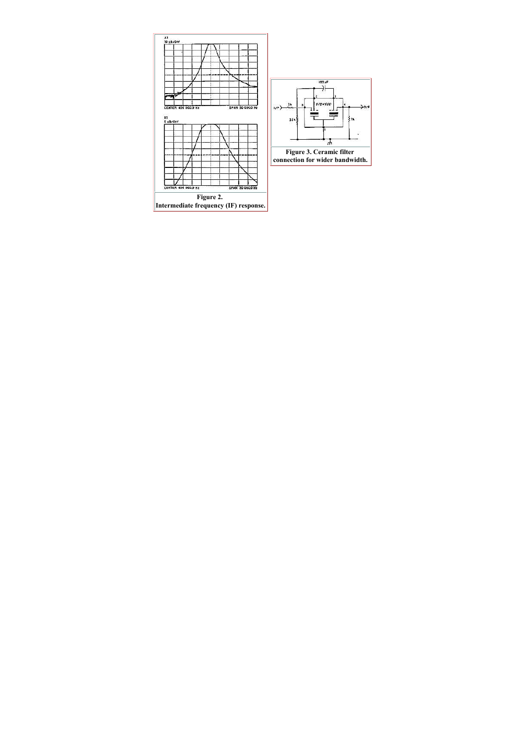Figure 2.
Intermediate frequency (IF) response.

Figure 3. Ceramic filter connection for wider bandwidth.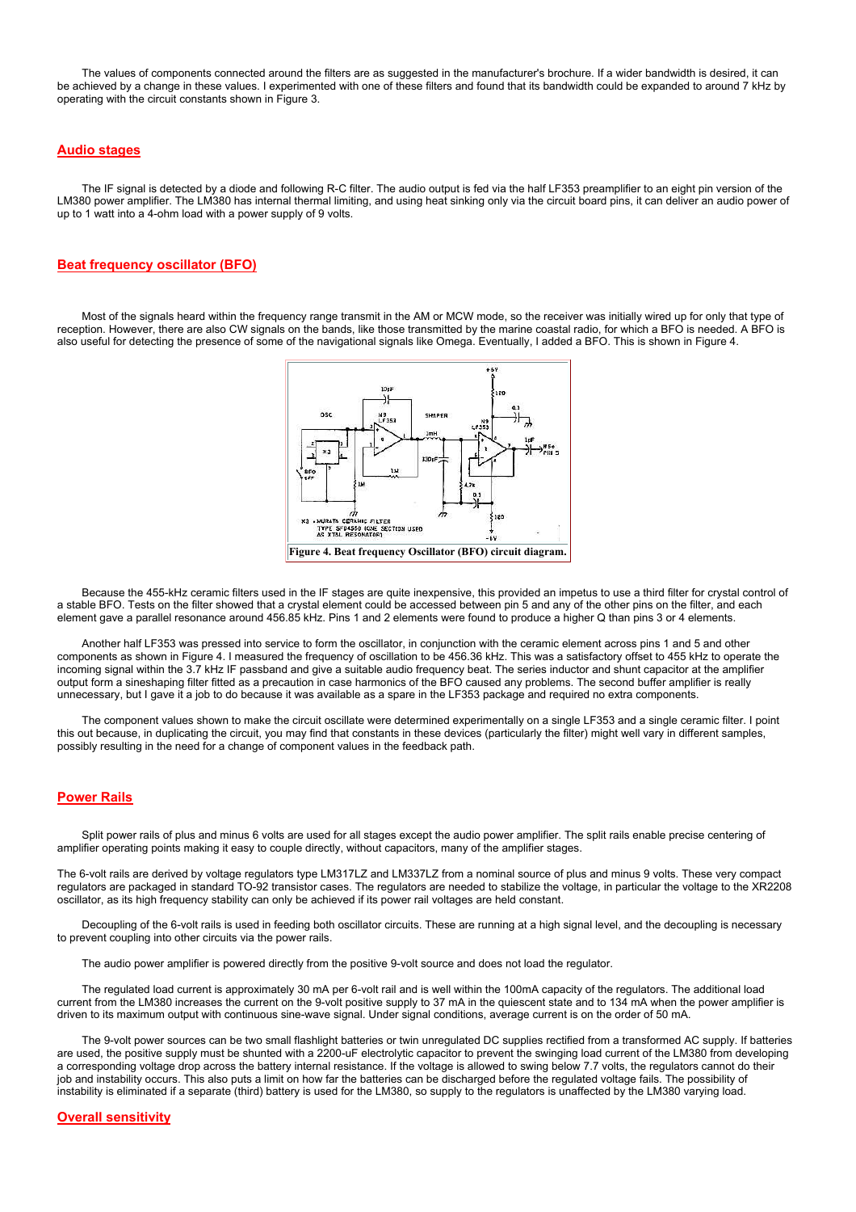The values of components connected around the filters are as suggested in the manufacturer's brochure. If a wider bandwidth is desired, it can be achieved by a change in these values. I experimented with one of these filters and found that its bandwidth could be expanded to around 7 kHz by operating with the circuit constants shown in Figure 3.

## Audio stages

The IF signal is detected by a diode and following R-C filter. The audio output is fed via the half LF353 preamplifier to an eight pin version of the LM380 power amplifier. The LM380 has internal thermal limiting, and using heat sinking only via the circuit board pins, it can deliver an audio power of up to 1 watt into a 4-ohm load with a power supply of 9 volts.

## Beat frequency oscillator (BFO)

Most of the signals heard within the frequency range transmit in the AM or MCW mode, so the receiver was initially wired up for only that type of reception. However, there are also CW signals on the bands, like those transmitted by the marine coastal radio, for which a BFO is needed. A BFO is also useful for detecting the presence of some of the navigational signals like Omega. Eventually, I added a BFO. This is shown in Figure 4.

Figure 4. Beat frequency Oscillator (BFO) circuit diagram.

Because the 455-kHz ceramic filters used in the IF stages are quite inexpensive, this provided an impetus to use a third filter for crystal control of a stable BFO. Tests on the filter showed that a crystal element could be accessed between pin 5 and any of the other pins on the filter, and each element gave a parallel resonance around 456.85 kHz. Pins 1 and 2 elements were found to produce a higher Q than pins 3 or 4 elements.

Another half LF353 was pressed into service to form the oscillator, in conjunction with the ceramic element across pins 1 and 5 and other components as shown in Figure 4. I measured the frequency of oscillation to be 456.36 kHz. This was a satisfactory offset to 455 kHz to operate the incoming signal within the 3.7 kHz IF passband and give a suitable audio frequency beat. The series inductor and shunt capacitor at the amplifier output form a sineshaping filter fitted as a precaution in case harmonics of the BFO caused any problems. The second buffer amplifier is really unnecessary, but I gave it a job to do because it was available as a spare in the LF353 package and required no extra components.

The component values shown to make the circuit oscillate were determined experimentally on a single LF353 and a single ceramic filter. I point this out because, in duplicating the circuit, you may find that constants in these devices (particularly the filter) might well vary in different samples, possibly resulting in the need for a change of component values in the feedback path.

## Power Rails

Split power rails of plus and minus 6 volts are used for all stages except the audio power amplifier. The split rails enable precise centering of amplifier operating points making it easy to couple directly, without capacitors, many of the amplifier stages.

The 6-volt rails are derived by voltage regulators type LM317LZ and LM337LZ from a nominal source of plus and minus 9 volts. These very compact regulators are packaged in standard TO-92 transistor cases. The regulators are needed to stabilize the voltage, in particular the voltage to the XR2208 oscillator, as its high frequency stability can only be achieved if its power rail voltages are held constant.

Decoupling of the 6-volt rails is used in feeding both oscillator circuits. These are running at a high signal level, and the decoupling is necessary to prevent coupling into other circuits via the power rails.

The audio power amplifier is powered directly from the positive 9-volt source and does not load the regulator.

The regulated load current is approximately 30 mA per 6-volt rail and is well within the 100mA capacity of the regulators. The additional load current from the LM380 increases the current on the 9-volt positive supply to 37 mA in the quiescent state and to 134 mA when the power amplifier is driven to its maximum output with continuous sine-wave signal. Under signal conditions, average current is on the order of 50 mA.

The 9-volt power sources can be two small flashlight batteries or twin unregulated DC supplies rectified from a transformed AC supply. If batteries are used, the positive supply must be shunted with a 2200-uF electrolytic capacitor to prevent the swinging load current of the LM380 from developing a corresponding voltage drop across the battery internal resistance. If the voltage is allowed to swing below 7.7 volts, the regulators cannot do their job and instability occurs. This also puts a limit on how far the batteries can be discharged before the regulated voltage fails. The possibility of instability is eliminated if a separate (third) battery is used for the LM380, so supply to the regulators is unaffected by the LM380 varying load.

## Overall sensitivity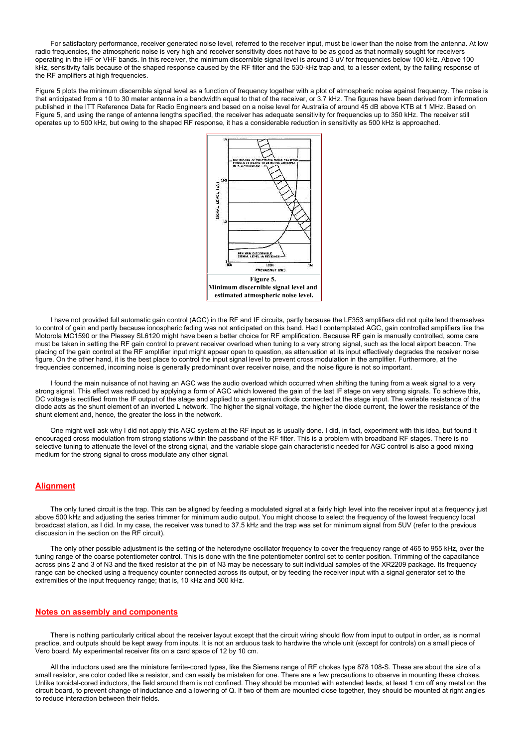For satisfactory performance, receiver generated noise level, referred to the receiver input, must be lower than the noise from the antenna. At low radio frequencies, the atmospheric noise is very high and receiver sensitivity does not have to be as good as that normally sought for receivers operating in the HF or VHF bands. In this receiver, the minimum discernible signal level is around 3 uV for frequencies below 100 kHz. Above 100 kHz, sensitivity falls because of the shaped response caused by the RF filter and the 530-kHz trap and, to a lesser extent, by the failing response of the RF amplifiers at high frequencies.

Figure 5 plots the minimum discernible signal level as a function of frequency together with a plot of atmospheric noise against frequency. The noise is that anticipated from a 10 to 30 meter antenna in a bandwidth equal to that of the receiver, or 3.7 kHz. The figures have been derived from information published in the ITT Reference Data for Radio Engineers and based on a noise level for Australia of around 45 dB above KTB at 1 MHz. Based on Figure 5, and using the range of antenna lengths specified, the receiver has adequate sensitivity for frequencies up to 350 kHz. The receiver still operates up to 500 kHz, but owing to the shaped RF response, it has a considerable reduction in sensitivity as 500 kHz is approached.

**Figure 5.**
**Minimum discernible signal level and estimated atmospheric noise level.**

I have not provided full automatic gain control (AGC) in the RF and IF circuits, partly because the LF353 amplifiers did not quite lend themselves to control of gain and partly because ionospheric fading was not anticipated on this band. Had I contemplated AGC, gain controlled amplifiers like the Motorola MC1590 or the Plessey SL6120 might have been a better choice for RF amplification. Because RF gain is manually controlled, some care must be taken in setting the RF gain control to prevent receiver overload when tuning to a very strong signal, such as the local airport beacon. The placing of the gain control at the RF amplifier input might appear open to question, as attenuation at its input effectively degrades the receiver noise figure. On the other hand, it is the best place to control the input signal level to prevent cross modulation in the amplifier. Furthermore, at the frequencies concerned, incoming noise is generally predominant over receiver noise, and the noise figure is not so important.

I found the main nuisance of not having an AGC was the audio overload which occurred when shifting the tuning from a weak signal to a very strong signal. This effect was reduced by applying a form of AGC which lowered the gain of the last IF stage on very strong signals. To achieve this, DC voltage is rectified from the IF output of the stage and applied to a germanium diode connected at the stage input. The variable resistance of the diode acts as the shunt element of an inverted L network. The higher the signal voltage, the higher the diode current, the lower the resistance of the shunt element and, hence, the greater the loss in the network.

One might well ask why I did not apply this AGC system at the RF input as is usually done. I did, in fact, experiment with this idea, but found it encouraged cross modulation from strong stations within the passband of the RF filter. This is a problem with broadband RF stages. There is no selective tuning to attenuate the level of the strong signal, and the variable slope gain characteristic needed for AGC control is also a good mixing medium for the strong signal to cross modulate any other signal.

## Alignment

The only tuned circuit is the trap. This can be aligned by feeding a modulated signal at a fairly high level into the receiver input at a frequency just above 500 kHz and adjusting the series trimmer for minimum audio output. You might choose to select the frequency of the lowest frequency local broadcast station, as I did. In my case, the receiver was tuned to 37.5 kHz and the trap was set for minimum signal from 5UV (refer to the previous discussion in the section on the RF circuit).

The only other possible adjustment is the setting of the heterodyne oscillator frequency to cover the frequency range of 465 to 955 kHz, over the tuning range of the coarse potentiometer control. This is done with the fine potentiometer control set to center position. Trimming of the capacitance across pins 2 and 3 of N3 and the fixed resistor at the pin of N3 may be necessary to suit individual samples of the XR2209 package. Its frequency range can be checked using a frequency counter connected across its output, or by feeding the receiver input with a signal generator set to the extremities of the input frequency range; that is, 10 kHz and 500 kHz.

## Notes on assembly and components

There is nothing particularly critical about the receiver layout except that the circuit wiring should flow from input to output in order, as is normal practice, and outputs should be kept away from inputs. It is not an arduous task to hardwire the whole unit (except for controls) on a small piece of Vero board. My experimental receiver fits on a card space of 12 by 10 cm.

All the inductors used are the miniature ferrite-cored types, like the Siemens range of RF chokes type 878 108-S. These are about the size of a small resistor, are color coded like a resistor, and can easily be mistaken for one. There are a few precautions to observe in mounting these chokes. Unlike toroidal-cored inductors, the field around them is not confined. They should be mounted with extended leads, at least 1 cm off any metal on the circuit board, to prevent change of inductance and a lowering of Q. If two of them are mounted close together, they should be mounted at right angles to reduce interaction between their fields.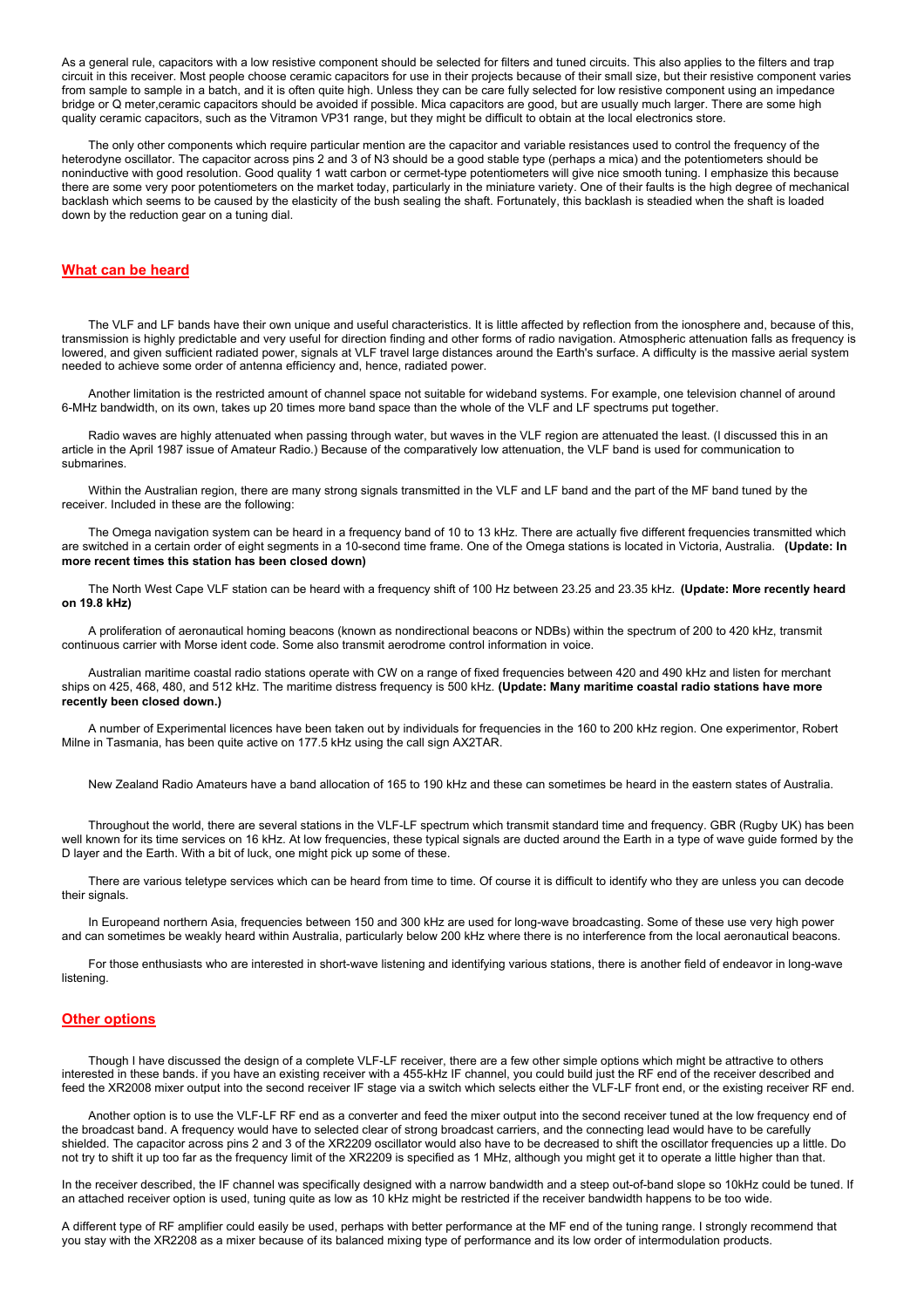As a general rule, capacitors with a low resistive component should be selected for filters and tuned circuits. This also applies to the filters and trap circuit in this receiver. Most people choose ceramic capacitors for use in their projects because of their small size, but their resistive component varies from sample to sample in a batch, and it is often quite high. Unless they can be care fully selected for low resistive component using an impedance bridge or Q meter,ceramic capacitors should be avoided if possible. Mica capacitors are good, but are usually much larger. There are some high quality ceramic capacitors, such as the Vitramon VP31 range, but they might be difficult to obtain at the local electronics store.

The only other components which require particular mention are the capacitor and variable resistances used to control the frequency of the heterodyne oscillator. The capacitor across pins 2 and 3 of N3 should be a good stable type (perhaps a mica) and the potentiometers should be noninductive with good resolution. Good quality 1 watt carbon or cermet-type potentiometers will give nice smooth tuning. I emphasize this because there are some very poor potentiometers on the market today, particularly in the miniature variety. One of their faults is the high degree of mechanical backlash which seems to be caused by the elasticity of the bush sealing the shaft. Fortunately, this backlash is steadied when the shaft is loaded down by the reduction gear on a tuning dial.

## What can be heard

The VLF and LF bands have their own unique and useful characteristics. It is little affected by reflection from the ionosphere and, because of this, transmission is highly predictable and very useful for direction finding and other forms of radio navigation. Atmospheric attenuation falls as frequency is lowered, and given sufficient radiated power, signals at VLF travel large distances around the Earth's surface. A difficulty is the massive aerial system needed to achieve some order of antenna efficiency and, hence, radiated power.

Another limitation is the restricted amount of channel space not suitable for wideband systems. For example, one television channel of around 6-MHz bandwidth, on its own, takes up 20 times more band space than the whole of the VLF and LF spectrums put together.

Radio waves are highly attenuated when passing through water, but waves in the VLF region are attenuated the least. (I discussed this in an article in the April 1987 issue of Amateur Radio.) Because of the comparatively low attenuation, the VLF band is used for communication to submarines.

Within the Australian region, there are many strong signals transmitted in the VLF and LF band and the part of the MF band tuned by the receiver. Included in these are the following:

The Omega navigation system can be heard in a frequency band of 10 to 13 kHz. There are actually five different frequencies transmitted which are switched in a certain order of eight segments in a 10-second time frame. One of the Omega stations is located in Victoria, Australia. **(Update: In more recent times this station has been closed down)**

The North West Cape VLF station can be heard with a frequency shift of 100 Hz between 23.25 and 23.35 kHz. **(Update: More recently heard on 19.8 kHz)**

A proliferation of aeronautical homing beacons (known as nondirectional beacons or NDBs) within the spectrum of 200 to 420 kHz, transmit continuous carrier with Morse ident code. Some also transmit aerodrome control information in voice.

Australian maritime coastal radio stations operate with CW on a range of fixed frequencies between 420 and 490 kHz and listen for merchant ships on 425, 468, 480, and 512 kHz. The maritime distress frequency is 500 kHz. **(Update: Many maritime coastal radio stations have more recently been closed down.)**

A number of Experimental licences have been taken out by individuals for frequencies in the 160 to 200 kHz region. One experimentor, Robert Milne in Tasmania, has been quite active on 177.5 kHz using the call sign AX2TAR.

New Zealand Radio Amateurs have a band allocation of 165 to 190 kHz and these can sometimes be heard in the eastern states of Australia.

Throughout the world, there are several stations in the VLF-LF spectrum which transmit standard time and frequency. GBR (Rugby UK) has been well known for its time services on 16 kHz. At low frequencies, these typical signals are ducted around the Earth in a type of wave guide formed by the D layer and the Earth. With a bit of luck, one might pick up some of these.

There are various teletype services which can be heard from time to time. Of course it is difficult to identify who they are unless you can decode their signals.

In Europeand northern Asia, frequencies between 150 and 300 kHz are used for long-wave broadcasting. Some of these use very high power and can sometimes be weakly heard within Australia, particularly below 200 kHz where there is no interference from the local aeronautical beacons.

For those enthusiasts who are interested in short-wave listening and identifying various stations, there is another field of endeavor in long-wave listening.

## Other options

Though I have discussed the design of a complete VLF-LF receiver, there are a few other simple options which might be attractive to others interested in these bands. if you have an existing receiver with a 455-kHz IF channel, you could build just the RF end of the receiver described and feed the XR2008 mixer output into the second receiver IF stage via a switch which selects either the VLF-LF front end, or the existing receiver RF end.

Another option is to use the VLF-LF RF end as a converter and feed the mixer output into the second receiver tuned at the low frequency end of the broadcast band. A frequency would have to selected clear of strong broadcast carriers, and the connecting lead would have to be carefully shielded. The capacitor across pins 2 and 3 of the XR2209 oscillator would also have to be decreased to shift the oscillator frequencies up a little. Do not try to shift it up too far as the frequency limit of the XR2209 is specified as 1 MHz, although you might get it to operate a little higher than that.

In the receiver described, the IF channel was specifically designed with a narrow bandwidth and a steep out-of-band slope so 10kHz could be tuned. If an attached receiver option is used, tuning quite as low as 10 kHz might be restricted if the receiver bandwidth happens to be too wide.

A different type of RF amplifier could easily be used, perhaps with better performance at the MF end of the tuning range. I strongly recommend that you stay with the XR2208 as a mixer because of its balanced mixing type of performance and its low order of intermodulation products.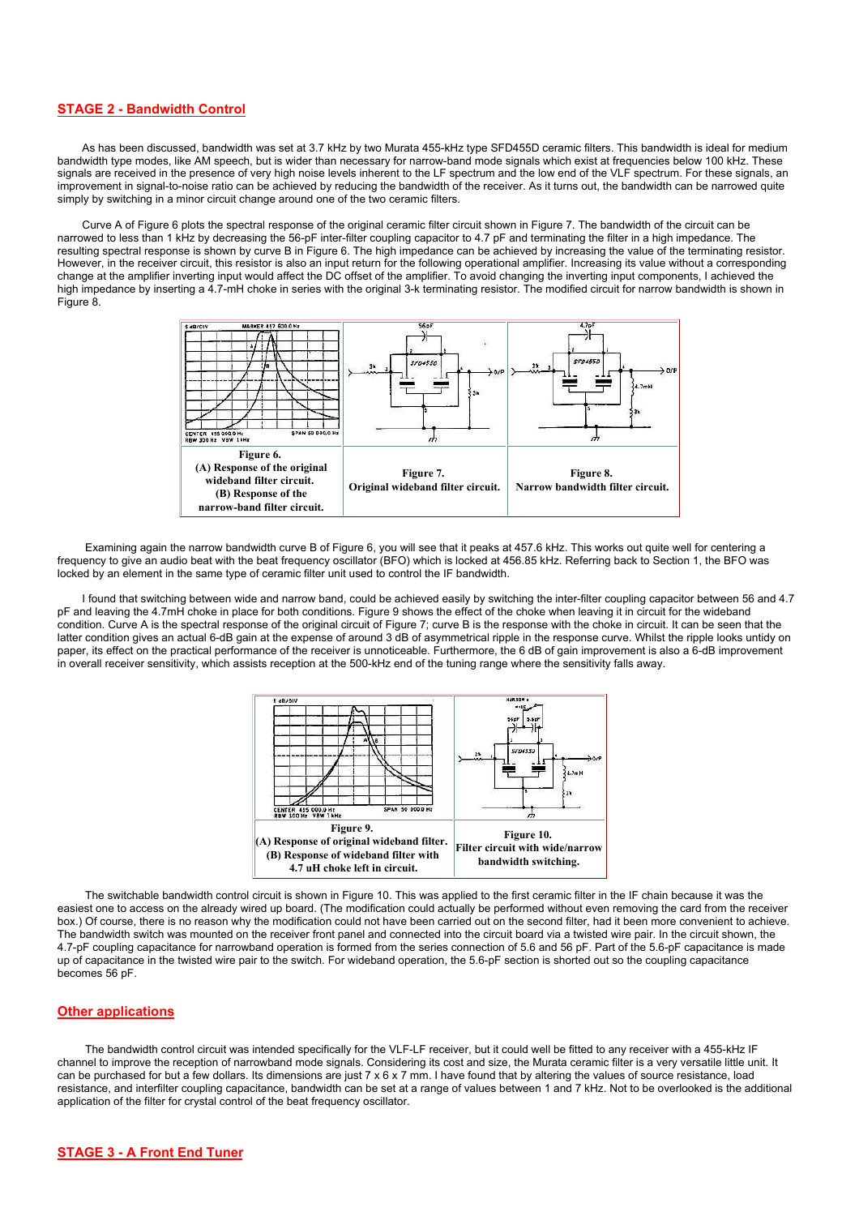## STAGE 2 - Bandwidth Control

As has been discussed, bandwidth was set at 3.7 kHz by two Murata 455-kHz type SFD455D ceramic filters. This bandwidth is ideal for medium bandwidth type modes, like AM speech, but is wider than necessary for narrow-band mode signals which exist at frequencies below 100 kHz. These signals are received in the presence of very high noise levels inherent to the LF spectrum and the low end of the VLF spectrum. For these signals, an improvement in signal-to-noise ratio can be achieved by reducing the bandwidth of the receiver. As it turns out, the bandwidth can be narrowed quite simply by switching in a minor circuit change around one of the two ceramic filters.

Curve A of Figure 6 plots the spectral response of the original ceramic filter circuit shown in Figure 7. The bandwidth of the circuit can be narrowed to less than 1 kHz by decreasing the 56-pF inter-filter coupling capacitor to 4.7 pF and terminating the filter in a high impedance. The resulting spectral response is shown by curve B in Figure 6. The high impedance can be achieved by increasing the value of the terminating resistor. However, in the receiver circuit, this resistor is also an input return for the following operational amplifier. Increasing its value without a corresponding change at the amplifier inverting input would affect the DC offset of the amplifier. To avoid changing the inverting input components, I achieved the high impedance by inserting a 4.7-mH choke in series with the original 3-k terminating resistor. The modified circuit for narrow bandwidth is shown in Figure 8.

**Figure 6.** (A) Response of the original wideband filter circuit. (B) Response of the narrow-band filter circuit.

**Figure 7.** Original wideband filter circuit.

**Figure 8.** Narrow bandwidth filter circuit.

Examining again the narrow bandwidth curve B of Figure 6, you will see that it peaks at 457.6 kHz. This works out quite well for centering a frequency to give an audio beat with the beat frequency oscillator (BFO) which is locked at 456.85 kHz. Referring back to Section 1, the BFO was locked by an element in the same type of ceramic filter unit used to control the IF bandwidth.

I found that switching between wide and narrow band, could be achieved easily by switching the inter-filter coupling capacitor between 56 and 4.7 pF and leaving the 4.7mH choke in place for both conditions. Figure 9 shows the effect of the choke when leaving it in circuit for the wideband condition. Curve A is the spectral response of the original circuit of Figure 7; curve B is the response with the choke in circuit. It can be seen that the latter condition gives an actual 6-dB gain at the expense of around 3 dB of asymmetrical ripple in the response curve. Whilst the ripple looks untidy on paper, its effect on the practical performance of the receiver is unnoticeable. Furthermore, the 6 dB of gain improvement is also a 6-dB improvement in overall receiver sensitivity, which assists reception at the 500-kHz end of the tuning range where the sensitivity falls away.

**Figure 9.** (A) Response of original wideband filter. (B) Response of wideband filter with 4.7 uH choke left in circuit.

**Figure 10.** Filter circuit with wide/narrow bandwidth switching.

The switchable bandwidth control circuit is shown in Figure 10. This was applied to the first ceramic filter in the IF chain because it was the easiest one to access on the already wired up board. (The modification could actually be performed without even removing the card from the receiver box.) Of course, there is no reason why the modification could not have been carried out on the second filter, had it been more convenient to achieve. The bandwidth switch was mounted on the receiver front panel and connected into the circuit board via a twisted wire pair. In the circuit shown, the 4.7-pF coupling capacitance for narrowband operation is formed from the series connection of 5.6 and 56 pF. Part of the 5.6-pF capacitance is made up of capacitance in the twisted wire pair to the switch. For wideband operation, the 5.6-pF section is shorted out so the coupling capacitance becomes 56 pF.

## Other applications

The bandwidth control circuit was intended specifically for the VLF-LF receiver, but it could well be fitted to any receiver with a 455-kHz IF channel to improve the reception of narrowband mode signals. Considering its cost and size, the Murata ceramic filter is a very versatile little unit. It can be purchased for but a few dollars. Its dimensions are just 7 x 6 x 7 mm. I have found that by altering the values of source resistance, load resistance, and interfilter coupling capacitance, bandwidth can be set at a range of values between 1 and 7 kHz. Not to be overlooked is the additional application of the filter for crystal control of the beat frequency oscillator.

## STAGE 3 - A Front End Tuner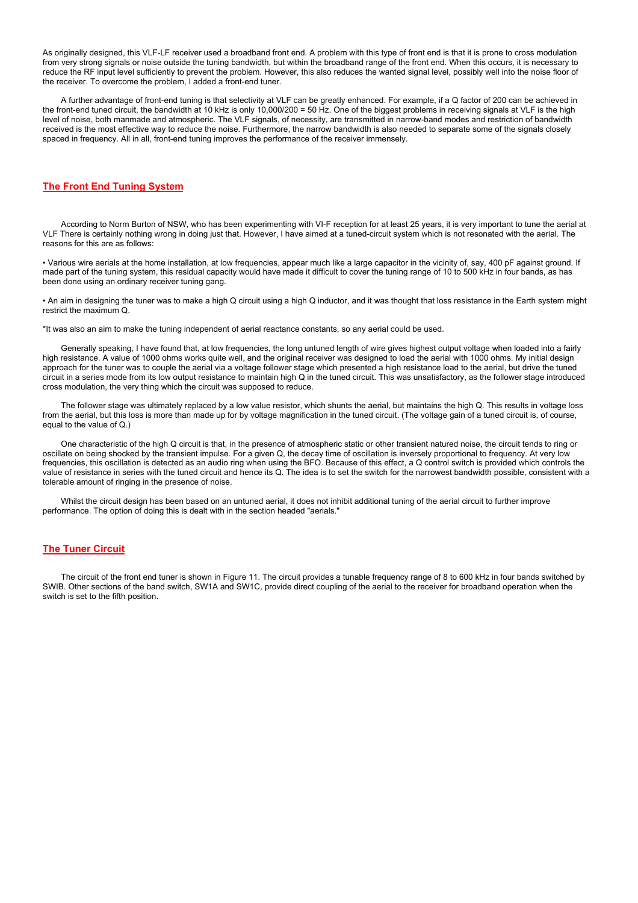As originally designed, this VLF-LF receiver used a broadband front end. A problem with this type of front end is that it is prone to cross modulation from very strong signals or noise outside the tuning bandwidth, but within the broadband range of the front end. When this occurs, it is necessary to reduce the RF input level sufficiently to prevent the problem. However, this also reduces the wanted signal level, possibly well into the noise floor of the receiver. To overcome the problem, I added a front-end tuner.

A further advantage of front-end tuning is that selectivity at VLF can be greatly enhanced. For example, if a Q factor of 200 can be achieved in the front-end tuned circuit, the bandwidth at 10 kHz is only 10,000/200 = 50 Hz. One of the biggest problems in receiving signals at VLF is the high level of noise, both manmade and atmospheric. The VLF signals, of necessity, are transmitted in narrow-band modes and restriction of bandwidth received is the most effective way to reduce the noise. Furthermore, the narrow bandwidth is also needed to separate some of the signals closely spaced in frequency. All in all, front-end tuning improves the performance of the receiver immensely.

## The Front End Tuning System

According to Norm Burton of NSW, who has been experimenting with VI-F reception for at least 25 years, it is very important to tune the aerial at VLF There is certainly nothing wrong in doing just that. However, I have aimed at a tuned-circuit system which is not resonated with the aerial. The reasons for this are as follows:

• Various wire aerials at the home installation, at low frequencies, appear much like a large capacitor in the vicinity of, say, 400 pF against ground. If made part of the tuning system, this residual capacity would have made it difficult to cover the tuning range of 10 to 500 kHz in four bands, as has been done using an ordinary receiver tuning gang.

• An aim in designing the tuner was to make a high Q circuit using a high Q inductor, and it was thought that loss resistance in the Earth system might restrict the maximum Q.

*It was also an aim to make the tuning independent of aerial reactance constants, so any aerial could be used.

Generally speaking, I have found that, at low frequencies, the long untuned length of wire gives highest output voltage when loaded into a fairly high resistance. A value of 1000 ohms works quite well, and the original receiver was designed to load the aerial with 1000 ohms. My initial design approach for the tuner was to couple the aerial via a voltage follower stage which presented a high resistance load to the aerial, but drive the tuned circuit in a series mode from its low output resistance to maintain high Q in the tuned circuit. This was unsatisfactory, as the follower stage introduced cross modulation, the very thing which the circuit was supposed to reduce.

The follower stage was ultimately replaced by a low value resistor, which shunts the aerial, but maintains the high Q. This results in voltage loss from the aerial, but this loss is more than made up for by voltage magnification in the tuned circuit. (The voltage gain of a tuned circuit is, of course, equal to the value of Q.)

One characteristic of the high Q circuit is that, in the presence of atmospheric static or other transient natured noise, the circuit tends to ring or oscillate on being shocked by the transient impulse. For a given Q, the decay time of oscillation is inversely proportional to frequency. At very low frequencies, this oscillation is detected as an audio ring when using the BFO. Because of this effect, a Q control switch is provided which controls the value of resistance in series with the tuned circuit and hence its Q. The idea is to set the switch for the narrowest bandwidth possible, consistent with a tolerable amount of ringing in the presence of noise.

Whilst the circuit design has been based on an untuned aerial, it does not inhibit additional tuning of the aerial circuit to further improve performance. The option of doing this is dealt with in the section headed "aerials."

## The Tuner Circuit

The circuit of the front end tuner is shown in Figure 11. The circuit provides a tunable frequency range of 8 to 600 kHz in four bands switched by SWIB. Other sections of the band switch, SW1A and SW1C, provide direct coupling of the aerial to the receiver for broadband operation when the switch is set to the fifth position.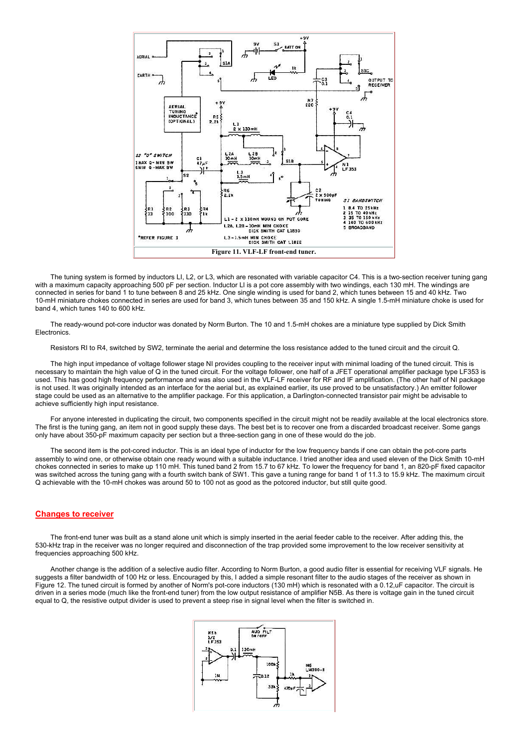Figure 11. VLF-LF front-end tuner.

The tuning system is formed by inductors LI, L2, or L3, which are resonated with variable capacitor C4. This is a two-section receiver tuning gang with a maximum capacity approaching 500 pF per section. Inductor LI is a pot core assembly with two windings, each 130 mH. The windings are connected in series for band 1 to tune between 8 and 25 kHz. One single winding is used for band 2, which tunes between 15 and 40 kHz. Two 10-mH miniature chokes connected in series are used for band 3, which tunes between 35 and 150 kHz. A single 1.5-mH miniature choke is used for band 4, which tunes 140 to 600 kHz.

The ready-wound pot-core inductor was donated by Norm Burton. The 10 and 1.5-mH chokes are a miniature type supplied by Dick Smith Electronics.

Resistors RI to R4, switched by SW2, terminate the aerial and determine the loss resistance added to the tuned circuit and the circuit Q.

The high input impedance of voltage follower stage NI provides coupling to the receiver input with minimal loading of the tuned circuit. This is necessary to maintain the high value of Q in the tuned circuit. For the voltage follower, one half of a JFET operational amplifier package type LF353 is used. This has good high frequency performance and was also used in the VLF-LF receiver for RF and IF amplification. (The other half of NI package is not used. It was originally intended as an interface for the aerial but, as explained earlier, its use proved to be unsatisfactory.) An emitter follower stage could be used as an alternative to the amplifier package. For this application, a Darlington-connected transistor pair might be advisable to achieve sufficiently high input resistance.

For anyone interested in duplicating the circuit, two components specified in the circuit might not be readily available at the local electronics store. The first is the tuning gang, an item not in good supply these days. The best bet is to recover one from a discarded broadcast receiver. Some gangs only have about 350-pF maximum capacity per section but a three-section gang in one of these would do the job.

The second item is the pot-cored inductor. This is an ideal type of inductor for the low frequency bands if one can obtain the pot-core parts assembly to wind one, or otherwise obtain one ready wound with a suitable inductance. I tried another idea and used eleven of the Dick Smith 10-mH chokes connected in series to make up 110 mH. This tuned band 2 from 15.7 to 67 kHz. To lower the frequency for band 1, an 820-pF fixed capacitor was switched across the tuning gang with a fourth switch bank of SW1. This gave a tuning range for band 1 of 11.3 to 15.9 kHz. The maximum circuit Q achievable with the 10-mH chokes was around 50 to 100 not as good as the potcored inductor, but still quite good.

## Changes to receiver

The front-end tuner was built as a stand alone unit which is simply inserted in the aerial feeder cable to the receiver. After adding this, the 530-kHz trap in the receiver was no longer required and disconnection of the trap provided some improvement to the low receiver sensitivity at frequencies approaching 500 kHz.

Another change is the addition of a selective audio filter. According to Norm Burton, a good audio filter is essential for receiving VLF signals. He suggests a filter bandwidth of 100 Hz or less. Encouraged by this, I added a simple resonant filter to the audio stages of the receiver as shown in Figure 12. The tuned circuit is formed by another of Norm's pot-core inductors (130 mH) which is resonated with a 0.12,uF capacitor. The circuit is driven in a series mode (much like the front-end tuner) from the low output resistance of amplifier N5B. As there is voltage gain in the tuned circuit equal to Q, the resistive output divider is used to prevent a steep rise in signal level when the filter is switched in.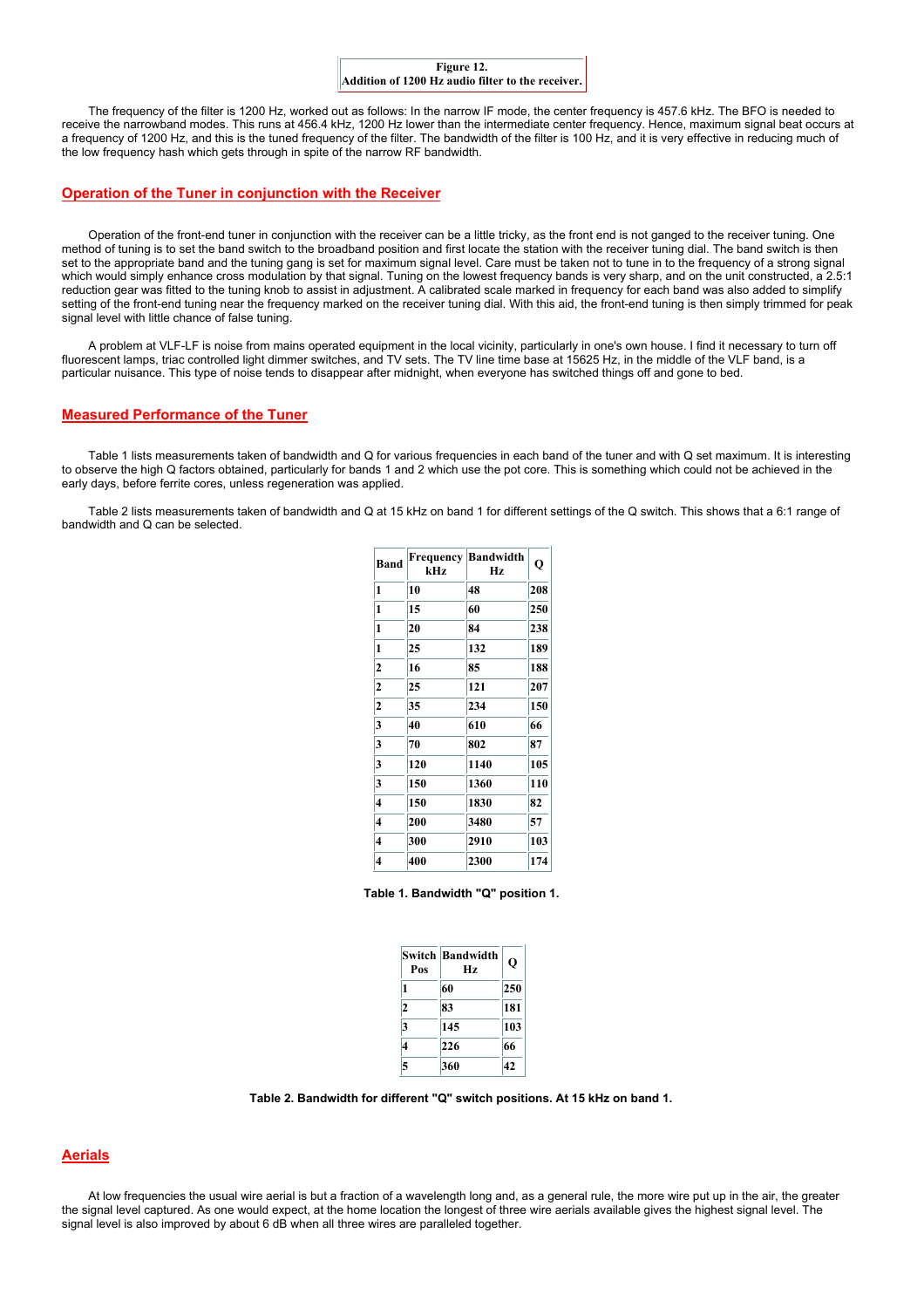**Figure 12.**
**Addition of 1200 Hz audio filter to the receiver.**

The frequency of the filter is 1200 Hz, worked out as follows: In the narrow IF mode, the center frequency is 457.6 kHz. The BFO is needed to receive the narrowband modes. This runs at 456.4 kHz, 1200 Hz lower than the intermediate center frequency. Hence, maximum signal beat occurs at a frequency of 1200 Hz, and this is the tuned frequency of the filter. The bandwidth of the filter is 100 Hz, and it is very effective in reducing much of the low frequency hash which gets through in spite of the narrow RF bandwidth.

## Operation of the Tuner in conjunction with the Receiver

Operation of the front-end tuner in conjunction with the receiver can be a little tricky, as the front end is not ganged to the receiver tuning. One method of tuning is to set the band switch to the broadband position and first locate the station with the receiver tuning dial. The band switch is then set to the appropriate band and the tuning gang is set for maximum signal level. Care must be taken not to tune in to the frequency of a strong signal which would simply enhance cross modulation by that signal. Tuning on the lowest frequency bands is very sharp, and on the unit constructed, a 2.5:1 reduction gear was fitted to the tuning knob to assist in adjustment. A calibrated scale marked in frequency for each band was also added to simplify setting of the front-end tuning near the frequency marked on the receiver tuning dial. With this aid, the front-end tuning is then simply trimmed for peak signal level with little chance of false tuning.

A problem at VLF-LF is noise from mains operated equipment in the local vicinity, particularly in one's own house. I find it necessary to turn off fluorescent lamps, triac controlled light dimmer switches, and TV sets. The TV line time base at 15625 Hz, in the middle of the VLF band, is a particular nuisance. This type of noise tends to disappear after midnight, when everyone has switched things off and gone to bed.

## Measured Performance of the Tuner

Table 1 lists measurements taken of bandwidth and Q for various frequencies in each band of the tuner and with Q set maximum. It is interesting to observe the high Q factors obtained, particularly for bands 1 and 2 which use the pot core. This is something which could not be achieved in the early days, before ferrite cores, unless regeneration was applied.

Table 2 lists measurements taken of bandwidth and Q at 15 kHz on band 1 for different settings of the Q switch. This shows that a 6:1 range of bandwidth and Q can be selected.

| Band | Frequency kHz | Bandwidth Hz | Q |
|---|---|---|---|
| 1 | 10 | 48 | 208 |
| 1 | 15 | 60 | 250 |
| 1 | 20 | 84 | 238 |
| 1 | 25 | 132 | 189 |
| 2 | 16 | 85 | 188 |
| 2 | 25 | 121 | 207 |
| 2 | 35 | 234 | 150 |
| 3 | 40 | 610 | 66 |
| 3 | 70 | 802 | 87 |
| 3 | 120 | 1140 | 105 |
| 3 | 150 | 1360 | 110 |
| 4 | 150 | 1830 | 82 |
| 4 | 200 | 3480 | 57 |
| 4 | 300 | 2910 | 103 |
| 4 | 400 | 2300 | 174 |

**Table 1. Bandwidth "Q" position 1.**

| Switch Pos | Bandwidth Hz | Q |
|---|---|---|
| 1 | 60 | 250 |
| 2 | 83 | 181 |
| 3 | 145 | 103 |
| 4 | 226 | 66 |
| 5 | 360 | 42 |

**Table 2. Bandwidth for different "Q" switch positions. At 15 kHz on band 1.**

## Aerials

At low frequencies the usual wire aerial is but a fraction of a wavelength long and, as a general rule, the more wire put up in the air, the greater the signal level captured. As one would expect, at the home location the longest of three wire aerials available gives the highest signal level. The signal level is also improved by about 6 dB when all three wires are paralleled together.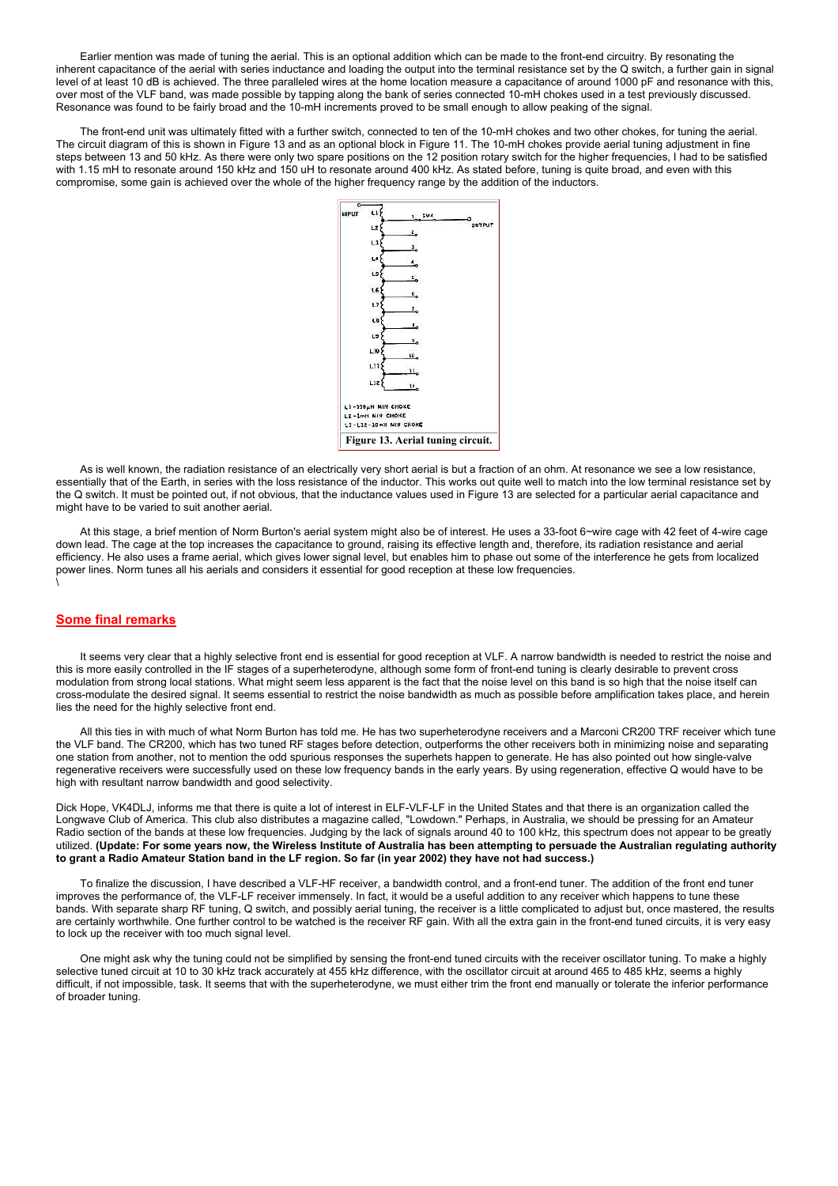Earlier mention was made of tuning the aerial. This is an optional addition which can be made to the front-end circuitry. By resonating the inherent capacitance of the aerial with series inductance and loading the output into the terminal resistance set by the Q switch, a further gain in signal level of at least 10 dB is achieved. The three paralleled wires at the home location measure a capacitance of around 1000 pF and resonance with this, over most of the VLF band, was made possible by tapping along the bank of series connected 10-mH chokes used in a test previously discussed. Resonance was found to be fairly broad and the 10-mH increments proved to be small enough to allow peaking of the signal.

The front-end unit was ultimately fitted with a further switch, connected to ten of the 10-mH chokes and two other chokes, for tuning the aerial. The circuit diagram of this is shown in Figure 13 and as an optional block in Figure 11. The 10-mH chokes provide aerial tuning adjustment in fine steps between 13 and 50 kHz. As there were only two spare positions on the 12 position rotary switch for the higher frequencies, I had to be satisfied with 1.15 mH to resonate around 150 kHz and 150 uH to resonate around 400 kHz. As stated before, tuning is quite broad, and even with this compromise, some gain is achieved over the whole of the higher frequency range by the addition of the inductors.

L1 - 150µH MIN CHOKE
L2 - 1mH MIN CHOKE
L3 - L12 - 10mH MIN CHOKE

**Figure 13. Aerial tuning circuit.**

As is well known, the radiation resistance of an electrically very short aerial is but a fraction of an ohm. At resonance we see a low resistance, essentially that of the Earth, in series with the loss resistance of the inductor. This works out quite well to match into the low terminal resistance set by the Q switch. It must be pointed out, if not obvious, that the inductance values used in Figure 13 are selected for a particular aerial capacitance and might have to be varied to suit another aerial.

At this stage, a brief mention of Norm Burton's aerial system might also be of interest. He uses a 33-foot 6~wire cage with 42 feet of 4-wire cage down lead. The cage at the top increases the capacitance to ground, raising its effective length and, therefore, its radiation resistance and aerial efficiency. He also uses a frame aerial, which gives lower signal level, but enables him to phase out some of the interference he gets from localized power lines. Norm tunes all his aerials and considers it essential for good reception at these low frequencies.
\

## Some final remarks

It seems very clear that a highly selective front end is essential for good reception at VLF. A narrow bandwidth is needed to restrict the noise and this is more easily controlled in the IF stages of a superheterodyne, although some form of front-end tuning is clearly desirable to prevent cross modulation from strong local stations. What might seem less apparent is the fact that the noise level on this band is so high that the noise itself can cross-modulate the desired signal. It seems essential to restrict the noise bandwidth as much as possible before amplification takes place, and herein lies the need for the highly selective front end.

All this ties in with much of what Norm Burton has told me. He has two superheterodyne receivers and a Marconi CR200 TRF receiver which tune the VLF band. The CR200, which has two tuned RF stages before detection, outperforms the other receivers both in minimizing noise and separating one station from another, not to mention the odd spurious responses the superhets happen to generate. He has also pointed out how single-valve regenerative receivers were successfully used on these low frequency bands in the early years. By using regeneration, effective Q would have to be high with resultant narrow bandwidth and good selectivity.

Dick Hope, VK4DLJ, informs me that there is quite a lot of interest in ELF-VLF-LF in the United States and that there is an organization called the Longwave Club of America. This club also distributes a magazine called, "Lowdown." Perhaps, in Australia, we should be pressing for an Amateur Radio section of the bands at these low frequencies. Judging by the lack of signals around 40 to 100 kHz, this spectrum does not appear to be greatly utilized. **(Update: For some years now, the Wireless Institute of Australia has been attempting to persuade the Australian regulating authority to grant a Radio Amateur Station band in the LF region. So far (in year 2002) they have not had success.)**

To finalize the discussion, I have described a VLF-HF receiver, a bandwidth control, and a front-end tuner. The addition of the front end tuner improves the performance of, the VLF-LF receiver immensely. In fact, it would be a useful addition to any receiver which happens to tune these bands. With separate sharp RF tuning, Q switch, and possibly aerial tuning, the receiver is a little complicated to adjust but, once mastered, the results are certainly worthwhile. One further control to be watched is the receiver RF gain. With all the extra gain in the front-end tuned circuits, it is very easy to lock up the receiver with too much signal level.

One might ask why the tuning could not be simplified by sensing the front-end tuned circuits with the receiver oscillator tuning. To make a highly selective tuned circuit at 10 to 30 kHz track accurately at 455 kHz difference, with the oscillator circuit at around 465 to 485 kHz, seems a highly difficult, if not impossible, task. It seems that with the superheterodyne, we must either trim the front end manually or tolerate the inferior performance of broader tuning.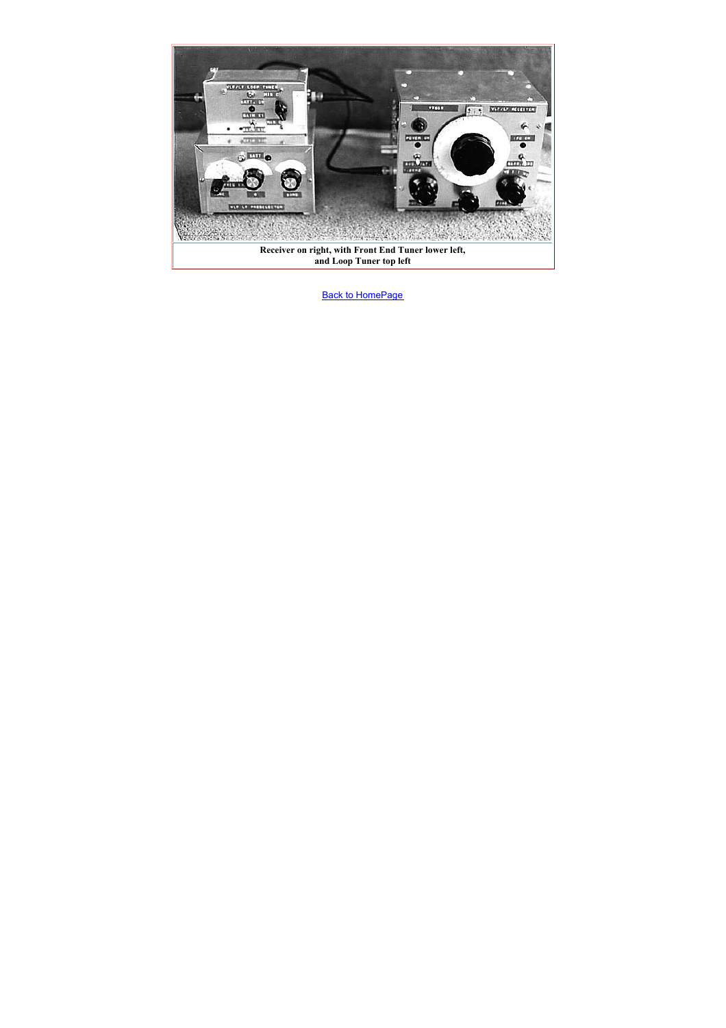Receiver on right, with Front End Tuner lower left,
and Loop Tuner top left

Back to HomePage